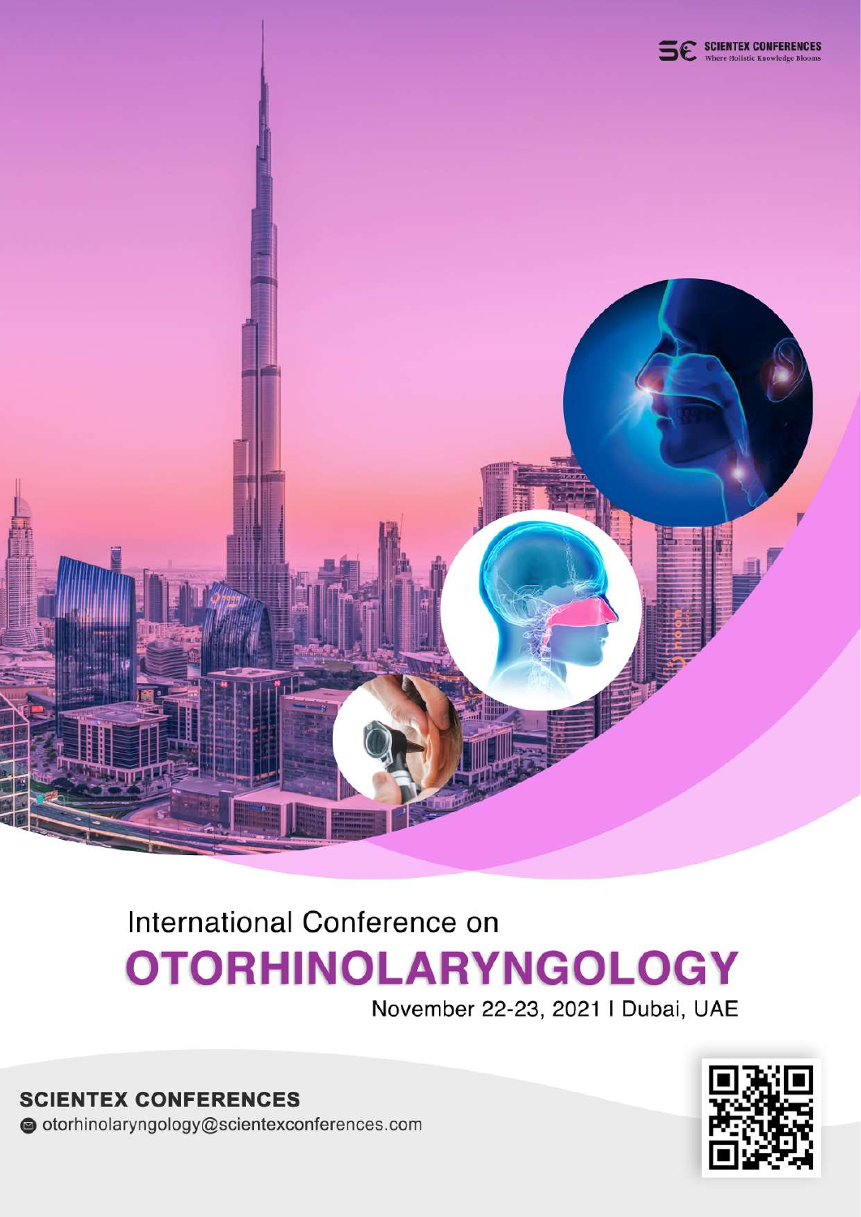SCIENTEX CONFERENCES
Where Holistic Knowledge Blooms

International Conference on

# OTORHINOLARYNGOLOGY

November 22-23, 2021 I Dubai, UAE

**SCIENTEX CONFERENCES**

otorhinolaryngology@scientexconferences.com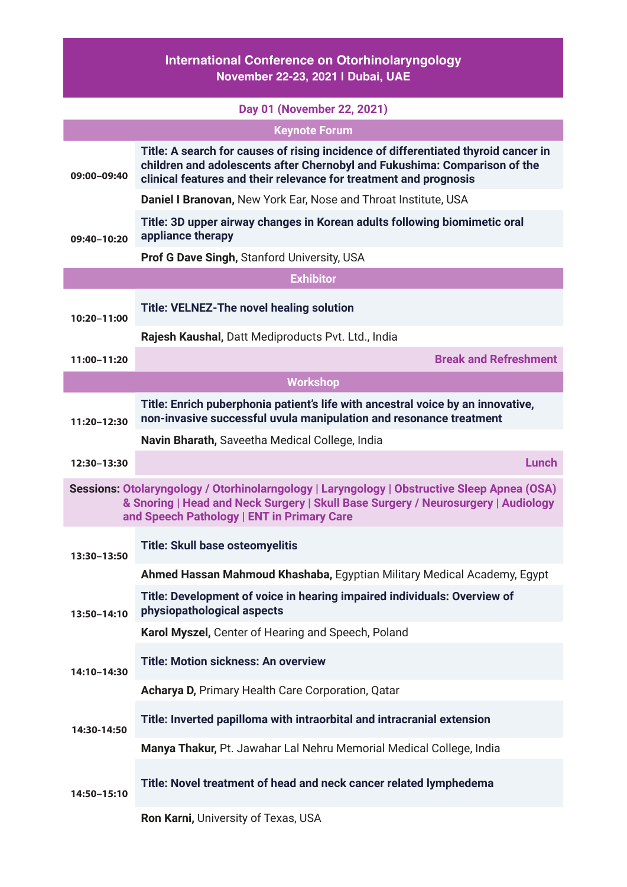# International Conference on Otorhinolaryngology

**November 22-23, 2021 I Dubai, UAE**

## Day 01 (November 22, 2021)

### Keynote Forum

**09:00–09:40**

**Title: A search for causes of rising incidence of differentiated thyroid cancer in children and adolescents after Chernobyl and Fukushima: Comparison of the clinical features and their relevance for treatment and prognosis**

**Daniel I Branovan,** New York Ear, Nose and Throat Institute, USA

**09:40–10:20**

**Title: 3D upper airway changes in Korean adults following biomimetic oral appliance therapy**

**Prof G Dave Singh,** Stanford University, USA

### Exhibitor

**10:20–11:00**

**Title: VELNEZ-The novel healing solution**

**Rajesh Kaushal,** Datt Mediproducts Pvt. Ltd., India

**11:00–11:20** Break and Refreshment

### Workshop

**11:20–12:30**

**Title: Enrich puberphonia patient's life with ancestral voice by an innovative, non-invasive successful uvula manipulation and resonance treatment**

**Navin Bharath,** Saveetha Medical College, India

**12:30–13:30** Lunch

**Sessions:** Otolaryngology / Otorhinolarngology | Laryngology | Obstructive Sleep Apnea (OSA) & Snoring | Head and Neck Surgery | Skull Base Surgery / Neurosurgery | Audiology and Speech Pathology | ENT in Primary Care

**13:30–13:50**

**Title: Skull base osteomyelitis**

**Ahmed Hassan Mahmoud Khashaba,** Egyptian Military Medical Academy, Egypt

**13:50–14:10**

**Title: Development of voice in hearing impaired individuals: Overview of physiopathological aspects**

**Karol Myszel,** Center of Hearing and Speech, Poland

**14:10–14:30**

**Title: Motion sickness: An overview**

**Acharya D,** Primary Health Care Corporation, Qatar

**14:30-14:50**

**Title: Inverted papilloma with intraorbital and intracranial extension**

**Manya Thakur,** Pt. Jawahar Lal Nehru Memorial Medical College, India

**14:50–15:10**

**Title: Novel treatment of head and neck cancer related lymphedema**

**Ron Karni,** University of Texas, USA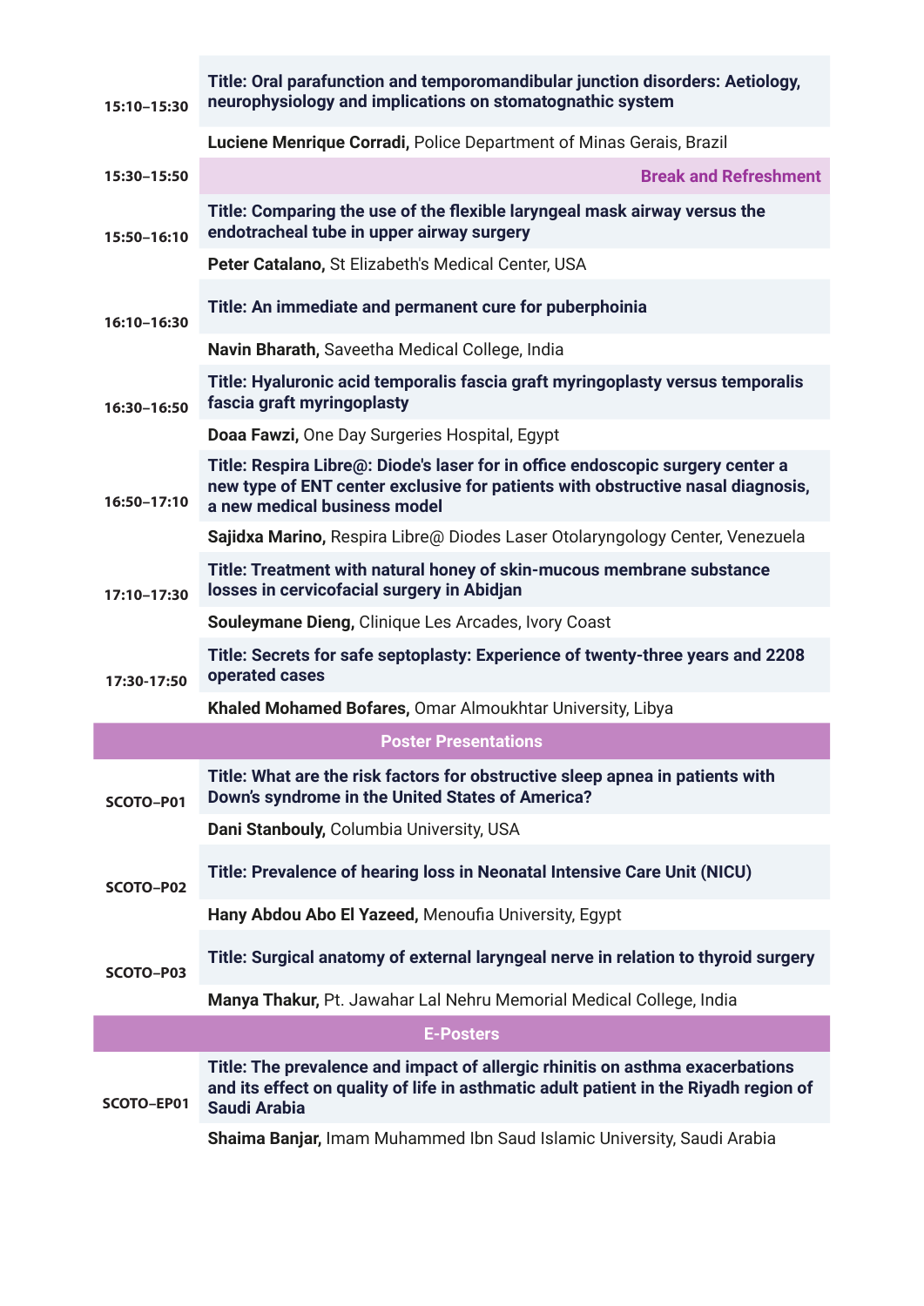| | |
|---|---|
| 15:10–15:30 | **Title: Oral parafunction and temporomandibular junction disorders: Aetiology, neurophysiology and implications on stomatognathic system** |
| | **Luciene Menrique Corradi,** Police Department of Minas Gerais, Brazil |
| 15:30–15:50 | **Break and Refreshment** |
| 15:50–16:10 | **Title: Comparing the use of the flexible laryngeal mask airway versus the endotracheal tube in upper airway surgery** |
| | **Peter Catalano,** St Elizabeth's Medical Center, USA |
| 16:10–16:30 | **Title: An immediate and permanent cure for puberphoinia** |
| | **Navin Bharath,** Saveetha Medical College, India |
| 16:30–16:50 | **Title: Hyaluronic acid temporalis fascia graft myringoplasty versus temporalis fascia graft myringoplasty** |
| | **Doaa Fawzi,** One Day Surgeries Hospital, Egypt |
| 16:50–17:10 | **Title: Respira Libre@: Diode's laser for in office endoscopic surgery center a new type of ENT center exclusive for patients with obstructive nasal diagnosis, a new medical business model** |
| | **Sajidxa Marino,** Respira Libre@ Diodes Laser Otolaryngology Center, Venezuela |
| 17:10–17:30 | **Title: Treatment with natural honey of skin-mucous membrane substance losses in cervicofacial surgery in Abidjan** |
| | **Souleymane Dieng,** Clinique Les Arcades, Ivory Coast |
| 17:30-17:50 | **Title: Secrets for safe septoplasty: Experience of twenty-three years and 2208 operated cases** |
| | **Khaled Mohamed Bofares,** Omar Almoukhtar University, Libya |
| **Poster Presentations** | |
| SCOTO–P01 | **Title: What are the risk factors for obstructive sleep apnea in patients with Down's syndrome in the United States of America?** |
| | **Dani Stanbouly,** Columbia University, USA |
| SCOTO–P02 | **Title: Prevalence of hearing loss in Neonatal Intensive Care Unit (NICU)** |
| | **Hany Abdou Abo El Yazeed,** Menoufia University, Egypt |
| SCOTO–P03 | **Title: Surgical anatomy of external laryngeal nerve in relation to thyroid surgery** |
| | **Manya Thakur,** Pt. Jawahar Lal Nehru Memorial Medical College, India |
| **E-Posters** | |
| SCOTO–EP01 | **Title: The prevalence and impact of allergic rhinitis on asthma exacerbations and its effect on quality of life in asthmatic adult patient in the Riyadh region of Saudi Arabia** |
| | **Shaima Banjar,** Imam Muhammed Ibn Saud Islamic University, Saudi Arabia |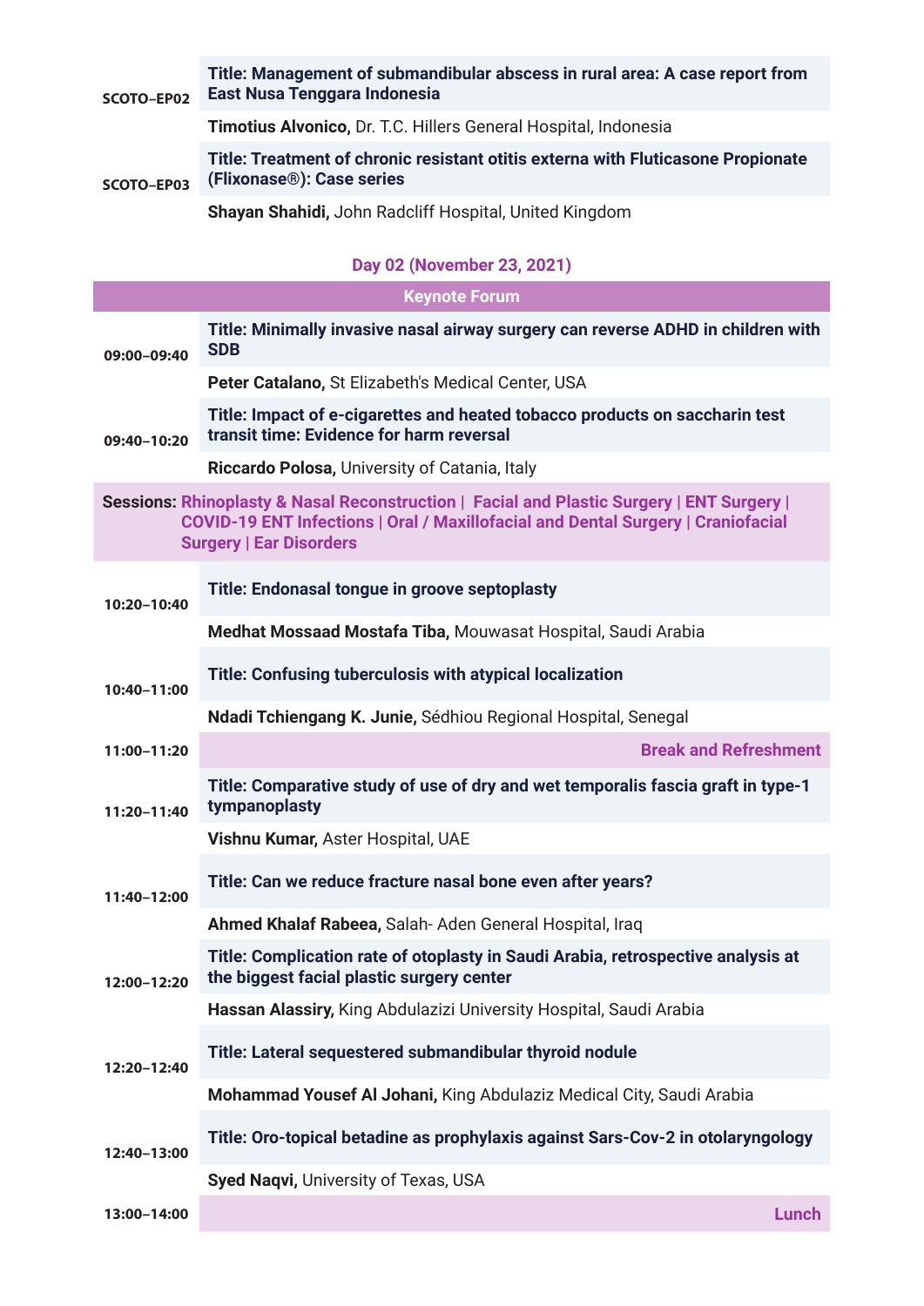| | |
|---|---|
| **SCOTO–EP02** | **Title: Management of submandibular abscess in rural area: A case report from East Nusa Tenggara Indonesia** |
| | **Timotius Alvonico,** Dr. T.C. Hillers General Hospital, Indonesia |
| **SCOTO–EP03** | **Title: Treatment of chronic resistant otitis externa with Fluticasone Propionate (Flixonase®): Case series** |
| | **Shayan Shahidi,** John Radcliff Hospital, United Kingdom |

## Day 02 (November 23, 2021)

### Keynote Forum

| | |
|---|---|
| **09:00–09:40** | **Title: Minimally invasive nasal airway surgery can reverse ADHD in children with SDB** |
| | **Peter Catalano,** St Elizabeth's Medical Center, USA |
| **09:40–10:20** | **Title: Impact of e-cigarettes and heated tobacco products on saccharin test transit time: Evidence for harm reversal** |
| | **Riccardo Polosa,** University of Catania, Italy |

**Sessions: Rhinoplasty & Nasal Reconstruction | Facial and Plastic Surgery | ENT Surgery | COVID-19 ENT Infections | Oral / Maxillofacial and Dental Surgery | Craniofacial Surgery | Ear Disorders**

| | |
|---|---|
| **10:20–10:40** | **Title: Endonasal tongue in groove septoplasty** |
| | **Medhat Mossaad Mostafa Tiba,** Mouwasat Hospital, Saudi Arabia |
| **10:40–11:00** | **Title: Confusing tuberculosis with atypical localization** |
| | **Ndadi Tchiengang K. Junie,** Sédhiou Regional Hospital, Senegal |
| **11:00–11:20** | **Break and Refreshment** |
| **11:20–11:40** | **Title: Comparative study of use of dry and wet temporalis fascia graft in type-1 tympanoplasty** |
| | **Vishnu Kumar,** Aster Hospital, UAE |
| **11:40–12:00** | **Title: Can we reduce fracture nasal bone even after years?** |
| | **Ahmed Khalaf Rabeea,** Salah- Aden General Hospital, Iraq |
| **12:00–12:20** | **Title: Complication rate of otoplasty in Saudi Arabia, retrospective analysis at the biggest facial plastic surgery center** |
| | **Hassan Alassiry,** King Abdulazizi University Hospital, Saudi Arabia |
| **12:20–12:40** | **Title: Lateral sequestered submandibular thyroid nodule** |
| | **Mohammad Yousef Al Johani,** King Abdulaziz Medical City, Saudi Arabia |
| **12:40–13:00** | **Title: Oro-topical betadine as prophylaxis against Sars-Cov-2 in otolaryngology** |
| | **Syed Naqvi,** University of Texas, USA |
| **13:00–14:00** | **Lunch** |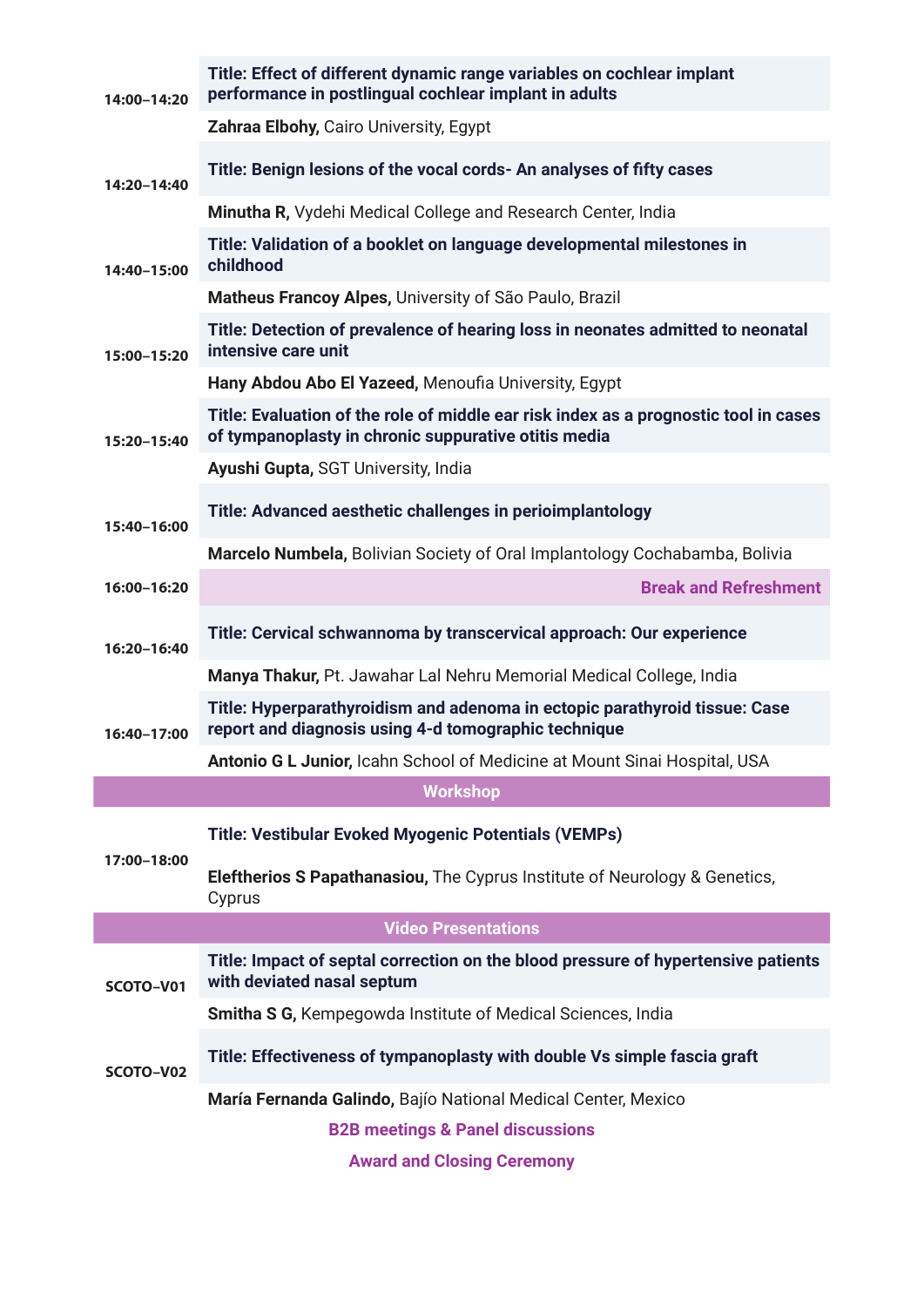| | |
|---|---|
| 14:00–14:20 | **Title: Effect of different dynamic range variables on cochlear implant performance in postlingual cochlear implant in adults** |
| | **Zahraa Elbohy,** Cairo University, Egypt |
| 14:20–14:40 | **Title: Benign lesions of the vocal cords- An analyses of fifty cases** |
| | **Minutha R,** Vydehi Medical College and Research Center, India |
| 14:40–15:00 | **Title: Validation of a booklet on language developmental milestones in childhood** |
| | **Matheus Francoy Alpes,** University of São Paulo, Brazil |
| 15:00–15:20 | **Title: Detection of prevalence of hearing loss in neonates admitted to neonatal intensive care unit** |
| | **Hany Abdou Abo El Yazeed,** Menoufia University, Egypt |
| 15:20–15:40 | **Title: Evaluation of the role of middle ear risk index as a prognostic tool in cases of tympanoplasty in chronic suppurative otitis media** |
| | **Ayushi Gupta,** SGT University, India |
| 15:40–16:00 | **Title: Advanced aesthetic challenges in perioimplantology** |
| | **Marcelo Numbela,** Bolivian Society of Oral Implantology Cochabamba, Bolivia |
| 16:00–16:20 | **Break and Refreshment** |
| 16:20–16:40 | **Title: Cervical schwannoma by transcervical approach: Our experience** |
| | **Manya Thakur,** Pt. Jawahar Lal Nehru Memorial Medical College, India |
| 16:40–17:00 | **Title: Hyperparathyroidism and adenoma in ectopic parathyroid tissue: Case report and diagnosis using 4-d tomographic technique** |
| | **Antonio G L Junior,** Icahn School of Medicine at Mount Sinai Hospital, USA |

**Workshop**

| | |
|---|---|
| 17:00–18:00 | **Title: Vestibular Evoked Myogenic Potentials (VEMPs)** |
| | **Eleftherios S Papathanasiou,** The Cyprus Institute of Neurology & Genetics, Cyprus |

**Video Presentations**

| | |
|---|---|
| SCOTO–V01 | **Title: Impact of septal correction on the blood pressure of hypertensive patients with deviated nasal septum** |
| | **Smitha S G,** Kempegowda Institute of Medical Sciences, India |
| SCOTO–V02 | **Title: Effectiveness of tympanoplasty with double Vs simple fascia graft** |
| | **María Fernanda Galindo,** Bajío National Medical Center, Mexico |

**B2B meetings & Panel discussions**

**Award and Closing Ceremony**